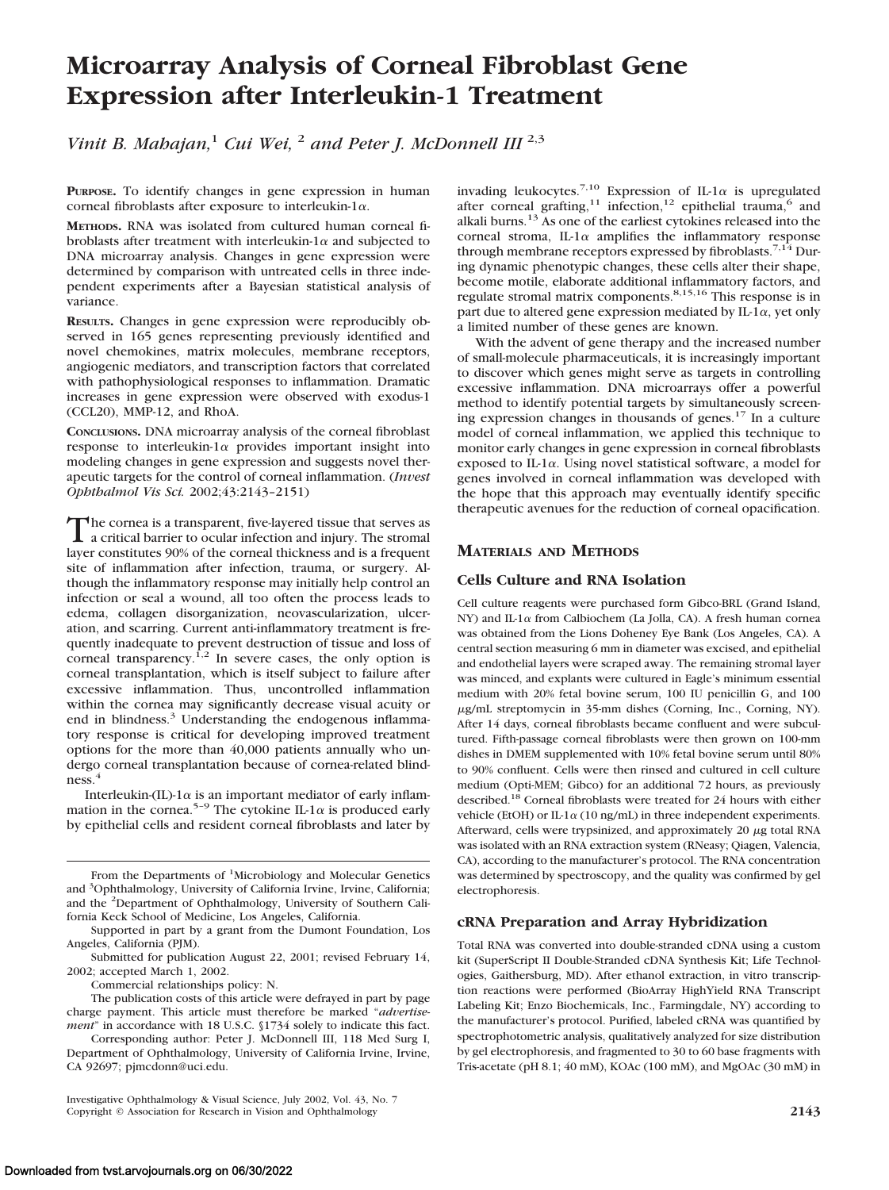# Microarray Analysis of Corneal Fibroblast Gene Expression after Interleukin-1 Treatment

*Vinit B. Mahajan,[1] Cui Wei,[2] and Peter J. McDonnell III[2,3]*

**PURPOSE.** To identify changes in gene expression in human corneal fibroblasts after exposure to interleukin-1α.

**METHODS.** RNA was isolated from cultured human corneal fibroblasts after treatment with interleukin-1α and subjected to DNA microarray analysis. Changes in gene expression were determined by comparison with untreated cells in three independent experiments after a Bayesian statistical analysis of variance.

**RESULTS.** Changes in gene expression were reproducibly observed in 165 genes representing previously identified and novel chemokines, matrix molecules, membrane receptors, angiogenic mediators, and transcription factors that correlated with pathophysiological responses to inflammation. Dramatic increases in gene expression were observed with exodus-1 (CCL20), MMP-12, and RhoA.

**CONCLUSIONS.** DNA microarray analysis of the corneal fibroblast response to interleukin-1α provides important insight into modeling changes in gene expression and suggests novel therapeutic targets for the control of corneal inflammation. (*Invest Ophthalmol Vis Sci.* 2002;43:2143–2151)

The cornea is a transparent, five-layered tissue that serves as a critical barrier to ocular infection and injury. The stromal layer constitutes 90% of the corneal thickness and is a frequent site of inflammation after infection, trauma, or surgery. Although the inflammatory response may initially help control an infection or seal a wound, all too often the process leads to edema, collagen disorganization, neovascularization, ulceration, and scarring. Current anti-inflammatory treatment is frequently inadequate to prevent destruction of tissue and loss of corneal transparency.[1,2] In severe cases, the only option is corneal transplantation, which is itself subject to failure after excessive inflammation. Thus, uncontrolled inflammation within the cornea may significantly decrease visual acuity or end in blindness.[3] Understanding the endogenous inflammatory response is critical for developing improved treatment options for the more than 40,000 patients annually who undergo corneal transplantation because of cornea-related blindness.[4]

Interleukin-(IL)-1α is an important mediator of early inflammation in the cornea.[5–9] The cytokine IL-1α is produced early by epithelial cells and resident corneal fibroblasts and later by invading leukocytes.[7,10] Expression of IL-1α is upregulated after corneal grafting,[11] infection,[12] epithelial trauma,[6] and alkali burns.[13] As one of the earliest cytokines released into the corneal stroma, IL-1α amplifies the inflammatory response through membrane receptors expressed by fibroblasts.[7,14] During dynamic phenotypic changes, these cells alter their shape, become motile, elaborate additional inflammatory factors, and regulate stromal matrix components.[8,15,16] This response is in part due to altered gene expression mediated by IL-1α, yet only a limited number of these genes are known.

With the advent of gene therapy and the increased number of small-molecule pharmaceuticals, it is increasingly important to discover which genes might serve as targets in controlling excessive inflammation. DNA microarrays offer a powerful method to identify potential targets by simultaneously screening expression changes in thousands of genes.[17] In a culture model of corneal inflammation, we applied this technique to monitor early changes in gene expression in corneal fibroblasts exposed to IL-1α. Using novel statistical software, a model for genes involved in corneal inflammation was developed with the hope that this approach may eventually identify specific therapeutic avenues for the reduction of corneal opacification.

## MATERIALS AND METHODS

### Cells Culture and RNA Isolation

Cell culture reagents were purchased form Gibco-BRL (Grand Island, NY) and IL-1α from Calbiochem (La Jolla, CA). A fresh human cornea was obtained from the Lions Doheney Eye Bank (Los Angeles, CA). A central section measuring 6 mm in diameter was excised, and epithelial and endothelial layers were scraped away. The remaining stromal layer was minced, and explants were cultured in Eagle's minimum essential medium with 20% fetal bovine serum, 100 IU penicillin G, and 100 μg/mL streptomycin in 35-mm dishes (Corning, Inc., Corning, NY). After 14 days, corneal fibroblasts became confluent and were subcultured. Fifth-passage corneal fibroblasts were then grown on 100-mm dishes in DMEM supplemented with 10% fetal bovine serum until 80% to 90% confluent. Cells were then rinsed and cultured in cell culture medium (Opti-MEM; Gibco) for an additional 72 hours, as previously described.[18] Corneal fibroblasts were treated for 24 hours with either vehicle (EtOH) or IL-1α (10 ng/mL) in three independent experiments. Afterward, cells were trypsinized, and approximately 20 μg total RNA was isolated with an RNA extraction system (RNeasy; Qiagen, Valencia, CA), according to the manufacturer's protocol. The RNA concentration was determined by spectroscopy, and the quality was confirmed by gel electrophoresis.

### cRNA Preparation and Array Hybridization

Total RNA was converted into double-stranded cDNA using a custom kit (SuperScript II Double-Stranded cDNA Synthesis Kit; Life Technologies, Gaithersburg, MD). After ethanol extraction, in vitro transcription reactions were performed (BioArray HighYield RNA Transcript Labeling Kit; Enzo Biochemicals, Inc., Farmingdale, NY) according to the manufacturer's protocol. Purified, labeled cRNA was quantified by spectrophotometric analysis, qualitatively analyzed for size distribution by gel electrophoresis, and fragmented to 30 to 60 base fragments with Tris-acetate (pH 8.1; 40 mM), KOAc (100 mM), and MgOAc (30 mM) in

From the Departments of [1]Microbiology and Molecular Genetics and [3]Ophthalmology, University of California Irvine, Irvine, California; and the [2]Department of Ophthalmology, University of Southern California Keck School of Medicine, Los Angeles, California.

Supported in part by a grant from the Dumont Foundation, Los Angeles, California (PJM).

Submitted for publication August 22, 2001; revised February 14, 2002; accepted March 1, 2002.

Commercial relationships policy: N.

The publication costs of this article were defrayed in part by page charge payment. This article must therefore be marked "*advertisement*" in accordance with 18 U.S.C. §1734 solely to indicate this fact.

Corresponding author: Peter J. McDonnell III, 118 Med Surg I, Department of Ophthalmology, University of California Irvine, Irvine, CA 92697; pjmcdonn@uci.edu.

Investigative Ophthalmology & Visual Science, July 2002, Vol. 43, No. 7
Copyright © Association for Research in Vision and Ophthalmology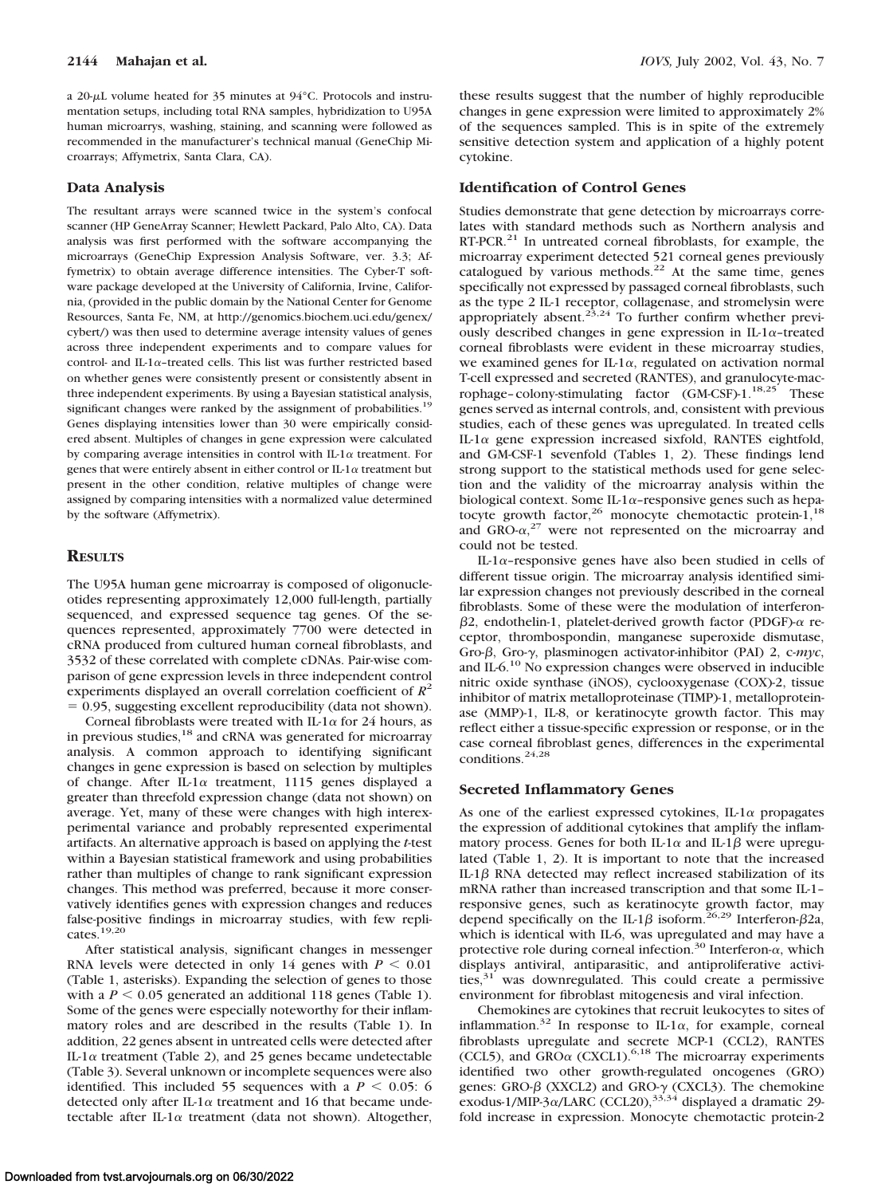a 20-μL volume heated for 35 minutes at 94°C. Protocols and instrumentation setups, including total RNA samples, hybridization to U95A human microarrys, washing, staining, and scanning were followed as recommended in the manufacturer's technical manual (GeneChip Microarrays; Affymetrix, Santa Clara, CA).

### Data Analysis

The resultant arrays were scanned twice in the system's confocal scanner (HP GeneArray Scanner; Hewlett Packard, Palo Alto, CA). Data analysis was first performed with the software accompanying the microarrays (GeneChip Expression Analysis Software, ver. 3.3; Affymetrix) to obtain average difference intensities. The Cyber-T software package developed at the University of California, Irvine, California, (provided in the public domain by the National Center for Genome Resources, Santa Fe, NM, at http://genomics.biochem.uci.edu/genex/cybert/) was then used to determine average intensity values of genes across three independent experiments and to compare values for control- and IL-1α–treated cells. This list was further restricted based on whether genes were consistently present or consistently absent in three independent experiments. By using a Bayesian statistical analysis, significant changes were ranked by the assignment of probabilities.[19] Genes displaying intensities lower than 30 were empirically considered absent. Multiples of changes in gene expression were calculated by comparing average intensities in control with IL-1α treatment. For genes that were entirely absent in either control or IL-1α treatment but present in the other condition, relative multiples of change were assigned by comparing intensities with a normalized value determined by the software (Affymetrix).

## Results

The U95A human gene microarray is composed of oligonucleotides representing approximately 12,000 full-length, partially sequenced, and expressed sequence tag genes. Of the sequences represented, approximately 7700 were detected in cRNA produced from cultured human corneal fibroblasts, and 3532 of these correlated with complete cDNAs. Pair-wise comparison of gene expression levels in three independent control experiments displayed an overall correlation coefficient of $R^2 = 0.95$, suggesting excellent reproducibility (data not shown).

Corneal fibroblasts were treated with IL-1α for 24 hours, as in previous studies,[18] and cRNA was generated for microarray analysis. A common approach to identifying significant changes in gene expression is based on selection by multiples of change. After IL-1α treatment, 1115 genes displayed a greater than threefold expression change (data not shown) on average. Yet, many of these were changes with high interexperimental variance and probably represented experimental artifacts. An alternative approach is based on applying the *t*-test within a Bayesian statistical framework and using probabilities rather than multiples of change to rank significant expression changes. This method was preferred, because it more conservatively identifies genes with expression changes and reduces false-positive findings in microarray studies, with few replicates.[19,20]

After statistical analysis, significant changes in messenger RNA levels were detected in only 14 genes with $P < 0.01$ (Table 1, asterisks). Expanding the selection of genes to those with a $P < 0.05$ generated an additional 118 genes (Table 1). Some of the genes were especially noteworthy for their inflammatory roles and are described in the results (Table 1). In addition, 22 genes absent in untreated cells were detected after IL-1α treatment (Table 2), and 25 genes became undetectable (Table 3). Several unknown or incomplete sequences were also identified. This included 55 sequences with a $P < 0.05$: 6 detected only after IL-1α treatment and 16 that became undetectable after IL-1α treatment (data not shown). Altogether, these results suggest that the number of highly reproducible changes in gene expression were limited to approximately 2% of the sequences sampled. This is in spite of the extremely sensitive detection system and application of a highly potent cytokine.

### Identification of Control Genes

Studies demonstrate that gene detection by microarrays correlates with standard methods such as Northern analysis and RT-PCR.[21] In untreated corneal fibroblasts, for example, the microarray experiment detected 521 corneal genes previously catalogued by various methods.[22] At the same time, genes specifically not expressed by passaged corneal fibroblasts, such as the type 2 IL-1 receptor, collagenase, and stromelysin were appropriately absent.[23,24] To further confirm whether previously described changes in gene expression in IL-1α–treated corneal fibroblasts were evident in these microarray studies, we examined genes for IL-1α, regulated on activation normal T-cell expressed and secreted (RANTES), and granulocyte-macrophage–colony-stimulating factor (GM-CSF)-1.[18,25] These genes served as internal controls, and, consistent with previous studies, each of these genes was upregulated. In treated cells IL-1α gene expression increased sixfold, RANTES eightfold, and GM-CSF-1 sevenfold (Tables 1, 2). These findings lend strong support to the statistical methods used for gene selection and the validity of the microarray analysis within the biological context. Some IL-1α–responsive genes such as hepatocyte growth factor,[26] monocyte chemotactic protein-1,[18] and GRO-α,[27] were not represented on the microarray and could not be tested.

IL-1α–responsive genes have also been studied in cells of different tissue origin. The microarray analysis identified similar expression changes not previously described in the corneal fibroblasts. Some of these were the modulation of interferon-β2, endothelin-1, platelet-derived growth factor (PDGF)-α receptor, thrombospondin, manganese superoxide dismutase, Gro-β, Gro-γ, plasminogen activator-inhibitor (PAI) 2, c-*myc*, and IL-6.[10] No expression changes were observed in inducible nitric oxide synthase (iNOS), cyclooxygenase (COX)-2, tissue inhibitor of matrix metalloproteinase (TIMP)-1, metalloproteinase (MMP)-1, IL-8, or keratinocyte growth factor. This may reflect either a tissue-specific expression or response, or in the case corneal fibroblast genes, differences in the experimental conditions.[24,28]

### Secreted Inflammatory Genes

As one of the earliest expressed cytokines, IL-1α propagates the expression of additional cytokines that amplify the inflammatory process. Genes for both IL-1α and IL-1β were upregulated (Table 1, 2). It is important to note that the increased IL-1β RNA detected may reflect increased stabilization of its mRNA rather than increased transcription and that some IL-1–responsive genes, such as keratinocyte growth factor, may depend specifically on the IL-1β isoform.[26,29] Interferon-β2a, which is identical with IL-6, was upregulated and may have a protective role during corneal infection.[30] Interferon-α, which displays antiviral, antiparasitic, and antiproliferative activities,[31] was downregulated. This could create a permissive environment for fibroblast mitogenesis and viral infection.

Chemokines are cytokines that recruit leukocytes to sites of inflammation.[32] In response to IL-1α, for example, corneal fibroblasts upregulate and secrete MCP-1 (CCL2), RANTES (CCL5), and GROα (CXCL1).[6,18] The microarray experiments identified two other growth-regulated oncogenes (GRO) genes: GRO-β (XXCL2) and GRO-γ (CXCL3). The chemokine exodus-1/MIP-3α/LARC (CCL20),[33,34] displayed a dramatic 29-fold increase in expression. Monocyte chemotactic protein-2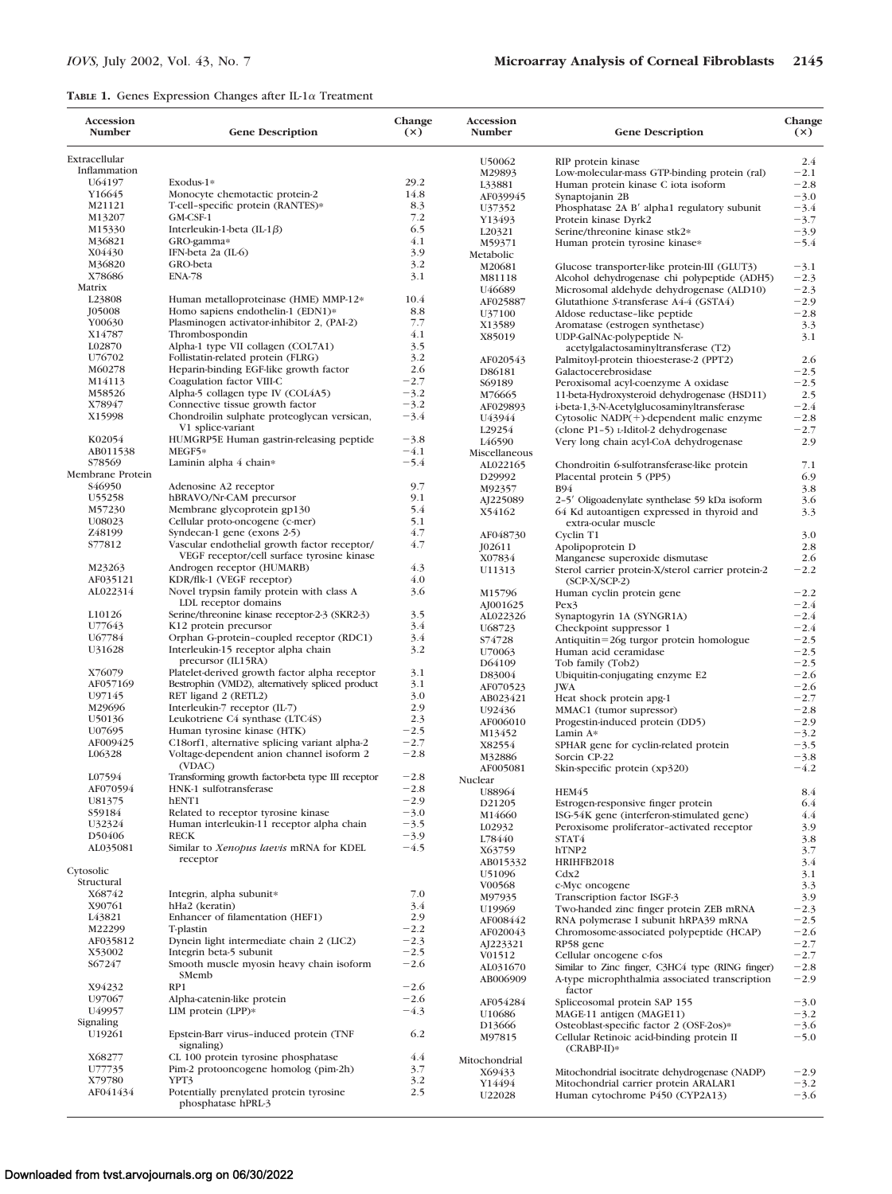**TABLE 1.** Genes Expression Changes after IL-1α Treatment

| Accession Number | Gene Description | Change (×) |
|---|---|---|
| Extracellular | | |
| Inflammation | | |
| U64197 | Exodus-1* | 29.2 |
| Y16645 | Monocyte chemotactic protein-2 | 14.8 |
| M21121 | T-cell–specific protein (RANTES)* | 8.3 |
| M13207 | GM-CSF-1 | 7.2 |
| M15330 | Interleukin-1-beta (IL-1β) | 6.5 |
| M36821 | GRO-gamma* | 4.1 |
| X04430 | IFN-beta 2a (IL-6) | 3.9 |
| M36820 | GRO-beta | 3.2 |
| X78686 | ENA-78 | 3.1 |
| Matrix | | |
| L23808 | Human metalloproteinase (HME) MMP-12* | 10.4 |
| J05008 | Homo sapiens endothelin-1 (EDN1)* | 8.8 |
| Y00630 | Plasminogen activator-inhibitor 2, (PAI-2) | 7.7 |
| X14787 | Thrombospondin | 4.1 |
| L02870 | Alpha-1 type VII collagen (COL7A1) | 3.5 |
| U76702 | Follistatin-related protein (FLRG) | 3.2 |
| M60278 | Heparin-binding EGF-like growth factor | 2.6 |
| M14113 | Coagulation factor VIII-C | −2.7 |
| M58526 | Alpha-5 collagen type IV (COL4A5) | −3.2 |
| X78947 | Connective tissue growth factor | −3.2 |
| X15998 | Chondroitin sulphate proteoglycan versican, V1 splice-variant | −3.4 |
| K02054 | HUMGRP5E Human gastrin-releasing peptide | −3.8 |
| AB011538 | MEGF5* | −4.1 |
| S78569 | Laminin alpha 4 chain* | −5.4 |
| Membrane Protein | | |
| S46950 | Adenosine A2 receptor | 9.7 |
| U55258 | hBRAVO/Nr-CAM precursor | 9.1 |
| M57230 | Membrane glycoprotein gp130 | 5.4 |
| U08023 | Cellular proto-oncogene (c-mer) | 5.1 |
| Z48199 | Syndecan-1 gene (exons 2-5) | 4.7 |
| S77812 | Vascular endothelial growth factor receptor/VEGF receptor/cell surface tyrosine kinase | 4.7 |
| M23263 | Androgen receptor (HUMARB) | 4.3 |
| AF035121 | KDR/flk-1 (VEGF receptor) | 4.0 |
| AL022314 | Novel trypsin family protein with class A LDL receptor domains | 3.6 |
| L10126 | Serine/threonine kinase receptor-2-3 (SKR2-3) | 3.5 |
| U77643 | K12 protein precursor | 3.4 |
| U67784 | Orphan G-protein–coupled receptor (RDC1) | 3.4 |
| U31628 | Interleukin-15 receptor alpha chain precursor (IL15RA) | 3.2 |
| X76079 | Platelet-derived growth factor alpha receptor | 3.1 |
| AF057169 | Bestrophin (VMD2), alternatively spliced product | 3.1 |
| U97145 | RET ligand 2 (RETL2) | 3.0 |
| M29696 | Interleukin-7 receptor (IL-7) | 2.9 |
| U50136 | Leukotriene C4 synthase (LTC4S) | 2.3 |
| U07695 | Human tyrosine kinase (HTK) | −2.5 |
| AF009425 | C18orf1, alternative splicing variant alpha-2 | −2.7 |
| L06328 | Voltage-dependent anion channel isoform 2 (VDAC) | −2.8 |
| L07594 | Transforming growth factor-beta type III receptor | −2.8 |
| AF070594 | HNK-1 sulfotransferase | −2.8 |
| U81375 | hENT1 | −2.9 |
| S59184 | Related to receptor tyrosine kinase | −3.0 |
| U32324 | Human interleukin-11 receptor alpha chain | −3.5 |
| D50406 | RECK | −3.9 |
| AL035081 | Similar to *Xenopus laevis* mRNA for KDEL receptor | −4.5 |
| Cytosolic | | |
| Structural | | |
| X68742 | Integrin, alpha subunit* | 7.0 |
| X90761 | hHa2 (keratin) | 3.4 |
| L43821 | Enhancer of filamentation (HEF1) | 2.9 |
| M22299 | T-plastin | −2.2 |
| AF035812 | Dynein light intermediate chain 2 (LIC2) | −2.3 |
| X53002 | Integrin beta-5 subunit | −2.5 |
| S67247 | Smooth muscle myosin heavy chain isoform SMemb | −2.6 |
| X94232 | RP1 | −2.6 |
| U97067 | Alpha-catenin-like protein | −2.6 |
| U49957 | LIM protein (LPP)* | −4.3 |
| Signaling | | |
| U19261 | Epstein-Barr virus–induced protein (TNF signaling) | 6.2 |
| X68277 | CL 100 protein tyrosine phosphatase | 4.4 |
| U77735 | Pim-2 protooncogene homolog (pim-2h) | 3.7 |
| X79780 | YPT3 | 3.2 |
| AF041434 | Potentially prenylated protein tyrosine phosphatase hPRL-3 | 2.5 |
| U50062 | RIP protein kinase | 2.4 |
| M29893 | Low-molecular-mass GTP-binding protein (ral) | −2.1 |
| L33881 | Human protein kinase C iota isoform | −2.8 |
| AF039945 | Synaptojanin 2B | −3.0 |
| U37352 | Phosphatase 2A B′ alpha1 regulatory subunit | −3.4 |
| Y13493 | Protein kinase Dyrk2 | −3.7 |
| L20321 | Serine/threonine kinase stk2* | −3.9 |
| M59371 | Human protein tyrosine kinase* | −5.4 |
| Metabolic | | |
| M20681 | Glucose transporter-like protein-III (GLUT3) | −3.1 |
| M81118 | Alcohol dehydrogenase chi polypeptide (ADH5) | −2.3 |
| U46689 | Microsomal aldehyde dehydrogenase (ALD10) | −2.3 |
| AF025887 | Glutathione *S*-transferase A4-4 (GSTA4) | −2.9 |
| U37100 | Aldose reductase–like peptide | −2.8 |
| X13589 | Aromatase (estrogen synthetase) | 3.3 |
| X85019 | UDP-GalNAc-polypeptide N-acetylgalactosaminyltransferase (T2) | 3.1 |
| AF020543 | Palmitoyl-protein thioesterase-2 (PPT2) | 2.6 |
| D86181 | Galactocerebrosidase | −2.5 |
| S69189 | Peroxisomal acyl-coenzyme A oxidase | −2.5 |
| M76665 | 11-beta-Hydroxysteroid dehydrogenase (HSD11) | 2.5 |
| AF029893 | i-beta-1,3-N-Acetylglucosaminyltransferase | −2.4 |
| U43944 | Cytosolic NADP(+)-dependent malic enzyme | −2.8 |
| L29254 | (clone P1–5) L-Iditol-2 dehydrogenase | −2.7 |
| L46590 | Very long chain acyl-CoA dehydrogenase | 2.9 |
| Miscellaneous | | |
| AL022165 | Chondroitin 6-sulfotransferase-like protein | 7.1 |
| D29992 | Placental protein 5 (PP5) | 6.9 |
| M92357 | B94 | 3.8 |
| AJ225089 | 2–5′ Oligoadenylate synthetase 59 kDa isoform | 3.6 |
| X54162 | 64 Kd autoantigen expressed in thyroid and extra-ocular muscle | 3.3 |
| AF048730 | Cyclin T1 | 3.0 |
| J02611 | Apolipoprotein D | 2.8 |
| X07834 | Manganese superoxide dismutase | 2.6 |
| U11313 | Sterol carrier protein-X/sterol carrier protein-2 (SCP-X/SCP-2) | −2.2 |
| M15796 | Human cyclin protein gene | −2.2 |
| AJ001625 | Pex3 | −2.4 |
| AL022326 | Synaptogyrin 1A (SYNGR1A) | −2.4 |
| U68723 | Checkpoint suppressor 1 | −2.4 |
| S74728 | Antiquitin=26g turgor protein homologue | −2.5 |
| U70063 | Human acid ceramidase | −2.5 |
| D64109 | Tob family (Tob2) | −2.5 |
| D83004 | Ubiquitin-conjugating enzyme E2 | −2.6 |
| AF070523 | JWA | −2.6 |
| AB023421 | Heat shock protein apg-1 | −2.7 |
| U92436 | MMAC1 (tumor supressor) | −2.8 |
| AF006010 | Progestin-induced protein (DD5) | −2.9 |
| M13452 | Lamin A* | −3.2 |
| X82554 | SPHAR gene for cyclin-related protein | −3.5 |
| M32886 | Sorcin CP-22 | −3.8 |
| AF005081 | Skin-specific protein (xp320) | −4.2 |
| Nuclear | | |
| U88964 | HEM45 | 8.4 |
| D21205 | Estrogen-responsive finger protein | 6.4 |
| M14660 | ISG-54K gene (interferon-stimulated gene) | 4.4 |
| L02932 | Peroxisome proliferator–activated receptor | 3.9 |
| L78440 | STAT4 | 3.8 |
| X63759 | hTNP2 | 3.7 |
| AB015332 | HRIHFB2018 | 3.4 |
| U51096 | Cdx2 | 3.1 |
| V00568 | c-Myc oncogene | 3.3 |
| M97935 | Transcription factor ISGF-3 | 3.9 |
| U19969 | Two-handed zinc finger protein ZEB mRNA | −2.3 |
| AF008442 | RNA polymerase I subunit hRPA39 mRNA | −2.5 |
| AF020043 | Chromosome-associated polypeptide (HCAP) | −2.6 |
| AJ223321 | RP58 gene | −2.7 |
| V01512 | Cellular oncogene c-fos | −2.7 |
| AL031670 | Similar to Zinc finger, C3HC4 type (RING finger) | −2.8 |
| AB006909 | A-type microphthalmia associated transcription factor | −2.9 |
| AF054284 | Spliceosomal protein SAP 155 | −3.0 |
| U10686 | MAGE-11 antigen (MAGE11) | −3.2 |
| D13666 | Osteoblast-specific factor 2 (OSF-2os)* | −3.6 |
| M97815 | Cellular Retinoic acid-binding protein II (CRABP-II)* | −5.0 |
| Mitochondrial | | |
| X69433 | Mitochondrial isocitrate dehydrogenase (NADP) | −2.9 |
| Y14494 | Mitochondrial carrier protein ARALAR1 | −3.2 |
| U22028 | Human cytochrome P450 (CYP2A13) | −3.6 |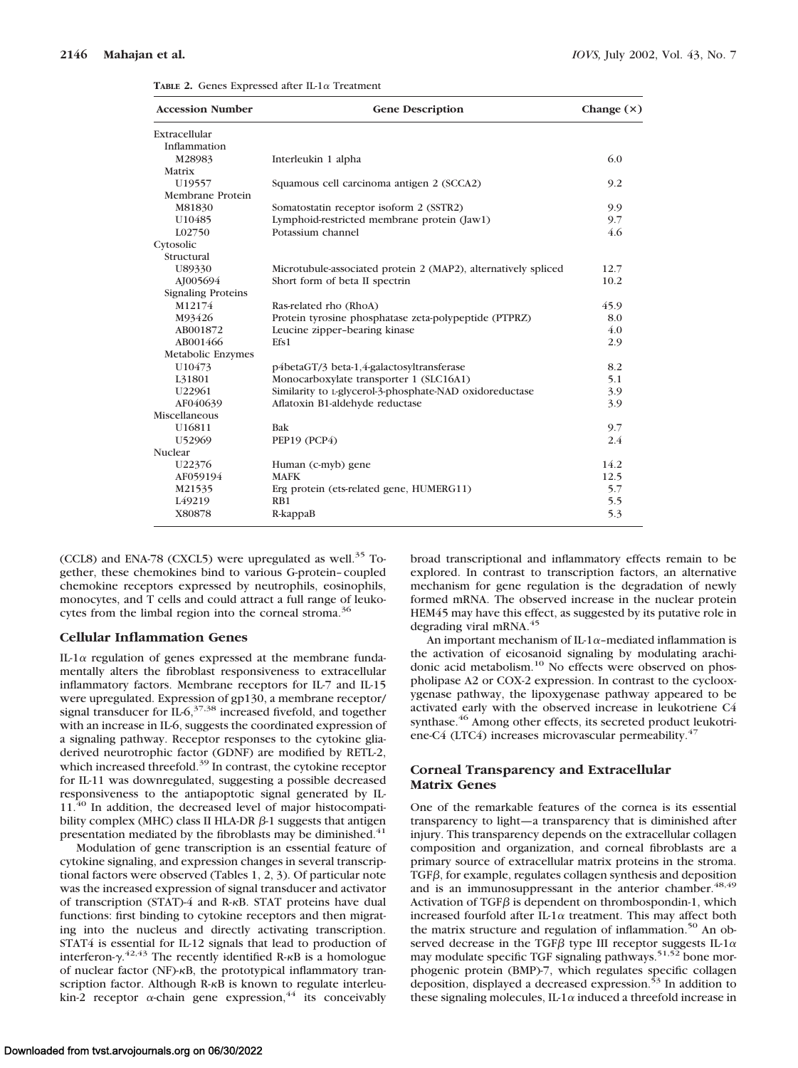**TABLE 2.** Genes Expressed after IL-1α Treatment

| Accession Number | Gene Description | Change (×) |
|---|---|---|
| Extracellular | | |
| Inflammation | | |
| M28983 | Interleukin 1 alpha | 6.0 |
| Matrix | | |
| U19557 | Squamous cell carcinoma antigen 2 (SCCA2) | 9.2 |
| Membrane Protein | | |
| M81830 | Somatostatin receptor isoform 2 (SSTR2) | 9.9 |
| U10485 | Lymphoid-restricted membrane protein (Jaw1) | 9.7 |
| L02750 | Potassium channel | 4.6 |
| Cytosolic | | |
| Structural | | |
| U89330 | Microtubule-associated protein 2 (MAP2), alternatively spliced | 12.7 |
| AJ005694 | Short form of beta II spectrin | 10.2 |
| Signaling Proteins | | |
| M12174 | Ras-related rho (RhoA) | 45.9 |
| M93426 | Protein tyrosine phosphatase zeta-polypeptide (PTPRZ) | 8.0 |
| AB001872 | Leucine zipper–bearing kinase | 4.0 |
| AB001466 | Efs1 | 2.9 |
| Metabolic Enzymes | | |
| U10473 | p4betaGT/3 beta-1,4-galactosyltransferase | 8.2 |
| L31801 | Monocarboxylate transporter 1 (SLC16A1) | 5.1 |
| U22961 | Similarity to L-glycerol-3-phosphate-NAD oxidoreductase | 3.9 |
| AF040639 | Aflatoxin B1-aldehyde reductase | 3.9 |
| Miscellaneous | | |
| U16811 | Bak | 9.7 |
| U52969 | PEP19 (PCP4) | 2.4 |
| Nuclear | | |
| U22376 | Human (c-myb) gene | 14.2 |
| AF059194 | MAFK | 12.5 |
| M21535 | Erg protein (ets-related gene, HUMERG11) | 5.7 |
| L49219 | RB1 | 5.5 |
| X80878 | R-kappaB | 5.3 |

(CCL8) and ENA-78 (CXCL5) were upregulated as well.[35] Together, these chemokines bind to various G-protein–coupled chemokine receptors expressed by neutrophils, eosinophils, monocytes, and T cells and could attract a full range of leukocytes from the limbal region into the corneal stroma.[36]

### Cellular Inflammation Genes

IL-1α regulation of genes expressed at the membrane fundamentally alters the fibroblast responsiveness to extracellular inflammatory factors. Membrane receptors for IL-7 and IL-15 were upregulated. Expression of gp130, a membrane receptor/signal transducer for IL-6,[37,38] increased fivefold, and together with an increase in IL-6, suggests the coordinated expression of a signaling pathway. Receptor responses to the cytokine glia-derived neurotrophic factor (GDNF) are modified by RETL-2, which increased threefold.[39] In contrast, the cytokine receptor for IL-11 was downregulated, suggesting a possible decreased responsiveness to the antiapoptotic signal generated by IL-11.[40] In addition, the decreased level of major histocompatibility complex (MHC) class II HLA-DR β-1 suggests that antigen presentation mediated by the fibroblasts may be diminished.[41]

Modulation of gene transcription is an essential feature of cytokine signaling, and expression changes in several transcriptional factors were observed (Tables 1, 2, 3). Of particular note was the increased expression of signal transducer and activator of transcription (STAT)-4 and R-κB. STAT proteins have dual functions: first binding to cytokine receptors and then migrating into the nucleus and directly activating transcription. STAT4 is essential for IL-12 signals that lead to production of interferon-γ.[42,43] The recently identified R-κB is a homologue of nuclear factor (NF)-κB, the prototypical inflammatory transcription factor. Although R-κB is known to regulate interleukin-2 receptor α-chain gene expression,[44] its conceivably broad transcriptional and inflammatory effects remain to be explored. In contrast to transcription factors, an alternative mechanism for gene regulation is the degradation of newly formed mRNA. The observed increase in the nuclear protein HEM45 may have this effect, as suggested by its putative role in degrading viral mRNA.[45]

An important mechanism of IL-1α–mediated inflammation is the activation of eicosanoid signaling by modulating arachidonic acid metabolism.[10] No effects were observed on phospholipase A2 or COX-2 expression. In contrast to the cyclooxygenase pathway, the lipoxygenase pathway appeared to be activated early with the observed increase in leukotriene C4 synthase.[46] Among other effects, its secreted product leukotriene-C4 (LTC4) increases microvascular permeability.[47]

### Corneal Transparency and Extracellular Matrix Genes

One of the remarkable features of the cornea is its essential transparency to light—a transparency that is diminished after injury. This transparency depends on the extracellular collagen composition and organization, and corneal fibroblasts are a primary source of extracellular matrix proteins in the stroma. TGFβ, for example, regulates collagen synthesis and deposition and is an immunosuppressant in the anterior chamber.[48,49] Activation of TGFβ is dependent on thrombospondin-1, which increased fourfold after IL-1α treatment. This may affect both the matrix structure and regulation of inflammation.[50] An observed decrease in the TGFβ type III receptor suggests IL-1α may modulate specific TGF signaling pathways.[51,52] bone morphogenic protein (BMP)-7, which regulates specific collagen deposition, displayed a decreased expression.[53] In addition to these signaling molecules, IL-1α induced a threefold increase in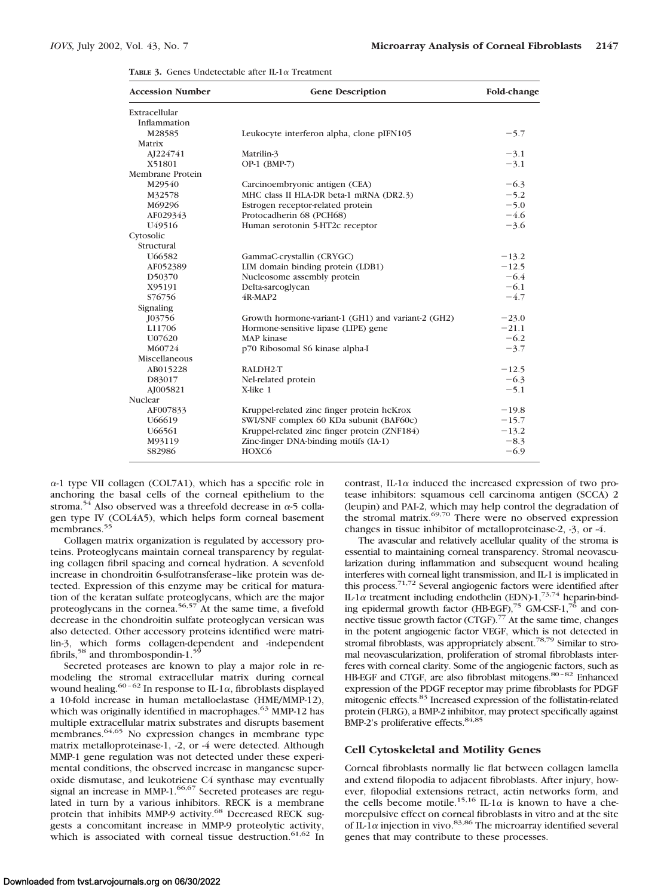**TABLE 3.** Genes Undetectable after IL-1α Treatment

| Accession Number | Gene Description | Fold-change |
|---|---|---|
| Extracellular | | |
| Inflammation | | |
| M28585 | Leukocyte interferon alpha, clone pIFN105 | −5.7 |
| Matrix | | |
| AJ224741 | Matrilin-3 | −3.1 |
| X51801 | OP-1 (BMP-7) | −3.1 |
| Membrane Protein | | |
| M29540 | Carcinoembryonic antigen (CEA) | −6.3 |
| M32578 | MHC class II HLA-DR beta-1 mRNA (DR2.3) | −5.2 |
| M69296 | Estrogen receptor-related protein | −5.0 |
| AF029343 | Protocadherin 68 (PCH68) | −4.6 |
| U49516 | Human serotonin 5-HT2c receptor | −3.6 |
| Cytosolic | | |
| Structural | | |
| U66582 | GammaC-crystallin (CRYGC) | −13.2 |
| AF052389 | LIM domain binding protein (LDB1) | −12.5 |
| D50370 | Nucleosome assembly protein | −6.4 |
| X95191 | Delta-sarcoglycan | −6.1 |
| S76756 | 4R-MAP2 | −4.7 |
| Signaling | | |
| J03756 | Growth hormone-variant-1 (GH1) and variant-2 (GH2) | −23.0 |
| L11706 | Hormone-sensitive lipase (LIPE) gene | −21.1 |
| U07620 | MAP kinase | −6.2 |
| M60724 | p70 Ribosomal S6 kinase alpha-I | −3.7 |
| Miscellaneous | | |
| AB015228 | RALDH2-T | −12.5 |
| D83017 | Nel-related protein | −6.3 |
| AJ005821 | X-like 1 | −5.1 |
| Nuclear | | |
| AF007833 | Kruppel-related zinc finger protein hcKrox | −19.8 |
| U66619 | SWI/SNF complex 60 KDa subunit (BAF60c) | −15.7 |
| U66561 | Kruppel-related zinc finger protein (ZNF184) | −13.2 |
| M93119 | Zinc-finger DNA-binding motifs (IA-1) | −8.3 |
| S82986 | HOXC6 | −6.9 |

α-1 type VII collagen (COL7A1), which has a specific role in anchoring the basal cells of the corneal epithelium to the stroma.[54] Also observed was a threefold decrease in α-5 collagen type IV (COL4A5), which helps form corneal basement membranes.[55]

Collagen matrix organization is regulated by accessory proteins. Proteoglycans maintain corneal transparency by regulating collagen fibril spacing and corneal hydration. A sevenfold increase in chondroitin 6-sulfotransferase–like protein was detected. Expression of this enzyme may be critical for maturation of the keratan sulfate proteoglycans, which are the major proteoglycans in the cornea.[56,57] At the same time, a fivefold decrease in the chondroitin sulfate proteoglycan versican was also detected. Other accessory proteins identified were matrilin-3, which forms collagen-dependent and -independent fibrils,[58] and thrombospondin-1.[59]

Secreted proteases are known to play a major role in remodeling the stromal extracellular matrix during corneal wound healing.[60–62] In response to IL-1α, fibroblasts displayed a 10-fold increase in human metalloelastase (HME/MMP-12), which was originally identified in macrophages.[63] MMP-12 has multiple extracellular matrix substrates and disrupts basement membranes.[64,65] No expression changes in membrane type matrix metalloproteinase-1, -2, or -4 were detected. Although MMP-1 gene regulation was not detected under these experimental conditions, the observed increase in manganese superoxide dismutase, and leukotriene C4 synthase may eventually signal an increase in MMP-1.[66,67] Secreted proteases are regulated in turn by a various inhibitors. RECK is a membrane protein that inhibits MMP-9 activity.[68] Decreased RECK suggests a concomitant increase in MMP-9 proteolytic activity, which is associated with corneal tissue destruction.[61,62] In contrast, IL-1α induced the increased expression of two protease inhibitors: squamous cell carcinoma antigen (SCCA) 2 (leupin) and PAI-2, which may help control the degradation of the stromal matrix.[69,70] There were no observed expression changes in tissue inhibitor of metalloproteinase-2, -3, or -4.

The avascular and relatively acellular quality of the stroma is essential to maintaining corneal transparency. Stromal neovascularization during inflammation and subsequent wound healing interferes with corneal light transmission, and IL-1 is implicated in this process.[71,72] Several angiogenic factors were identified after IL-1α treatment including endothelin (EDN)-1,[73,74] heparin-binding epidermal growth factor (HB-EGF),[75] GM-CSF-1,[76] and connective tissue growth factor (CTGF).[77] At the same time, changes in the potent angiogenic factor VEGF, which is not detected in stromal fibroblasts, was appropriately absent.[78,79] Similar to stromal neovascularization, proliferation of stromal fibroblasts interferes with corneal clarity. Some of the angiogenic factors, such as HB-EGF and CTGF, are also fibroblast mitogens.[80–82] Enhanced expression of the PDGF receptor may prime fibroblasts for PDGF mitogenic effects.[83] Increased expression of the follistatin-related protein (FLRG), a BMP-2 inhibitor, may protect specifically against BMP-2's proliferative effects.[84,85]

## Cell Cytoskeletal and Motility Genes

Corneal fibroblasts normally lie flat between collagen lamella and extend filopodia to adjacent fibroblasts. After injury, however, filopodial extensions retract, actin networks form, and the cells become motile.[15,16] IL-1α is known to have a chemorepulsive effect on corneal fibroblasts in vitro and at the site of IL-1α injection in vivo.[83,86] The microarray identified several genes that may contribute to these processes.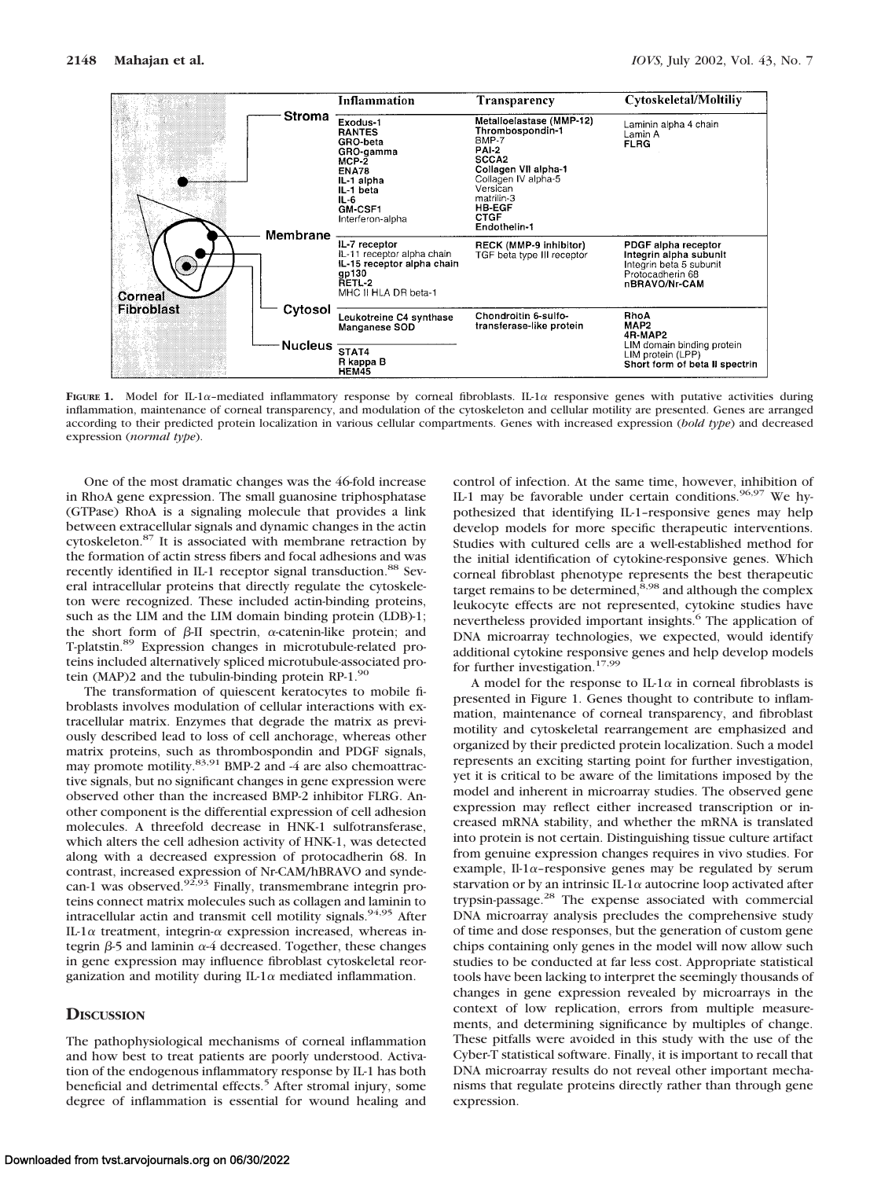| | Inflammation | Transparency | Cytoskeletal/Moltiliy |
|---|---|---|---|
| Stroma | **Exodus-1**<br>**RANTES**<br>**GRO-beta**<br>**GRO-gamma**<br>**MCP-2**<br>**ENA78**<br>**IL-1 alpha**<br>**IL-1 beta**<br>**IL-6**<br>**GM-CSF1**<br>Interferon-alpha | **Metalloelastase (MMP-12)**<br>**Thrombospondin-1**<br>BMP-7<br>**PAI-2**<br>**SCCA2**<br>**Collagen VII alpha-1**<br>Collagen IV alpha-5<br>Versican<br>matrilin-3<br>**HB-EGF**<br>**CTGF**<br>**Endothelin-1** | Laminin alpha 4 chain<br>Lamin A<br>**FLRG** |
| Membrane | **IL-7 receptor**<br>IL-11 receptor alpha chain<br>**IL-15 receptor alpha chain**<br>**gp130**<br>**RETL-2**<br>MHC II HLA DR beta-1 | **RECK (MMP-9 inhibitor)**<br>TGF beta type III receptor | **PDGF alpha receptor**<br>**Integrin alpha subunit**<br>Integrin beta 5 subunit<br>Protocadherin 68<br>**nBRAVO/Nr-CAM** |
| Cytosol | **Leukotreine C4 synthase**<br>**Manganese SOD** | Chondroitin 6-sulfo-transferase-like protein | **RhoA**<br>**MAP2**<br>**4R-MAP2**<br>LIM domain binding protein<br>LIM protein (LPP)<br>**Short form of beta II spectrin** |
| Nucleus | **STAT4**<br>**R kappa B**<br>**HEM45** | | |

**FIGURE 1.** Model for IL-1α–mediated inflammatory response by corneal fibroblasts. IL-1α responsive genes with putative activities during inflammation, maintenance of corneal transparency, and modulation of the cytoskeleton and cellular motility are presented. Genes are arranged according to their predicted protein localization in various cellular compartments. Genes with increased expression (*bold type*) and decreased expression (*normal type*).

One of the most dramatic changes was the 46-fold increase in RhoA gene expression. The small guanosine triphosphatase (GTPase) RhoA is a signaling molecule that provides a link between extracellular signals and dynamic changes in the actin cytoskeleton.[87] It is associated with membrane retraction by the formation of actin stress fibers and focal adhesions and was recently identified in IL-1 receptor signal transduction.[88] Several intracellular proteins that directly regulate the cytoskeleton were recognized. These included actin-binding proteins, such as the LIM and the LIM domain binding protein (LDB)-1; the short form of β-II spectrin, α-catenin-like protein; and T-plastin.[89] Expression changes in microtubule-related proteins included alternatively spliced microtubule-associated protein (MAP)2 and the tubulin-binding protein RP-1.[90]

The transformation of quiescent keratocytes to mobile fibroblasts involves modulation of cellular interactions with extracellular matrix. Enzymes that degrade the matrix as previously described lead to loss of cell anchorage, whereas other matrix proteins, such as thrombospondin and PDGF signals, may promote motility.[83,91] BMP-2 and -4 are also chemoattractive signals, but no significant changes in gene expression were observed other than the increased BMP-2 inhibitor FLRG. Another component is the differential expression of cell adhesion molecules. A threefold decrease in HNK-1 sulfotransferase, which alters the cell adhesion activity of HNK-1, was detected along with a decreased expression of protocadherin 68. In contrast, increased expression of Nr-CAM/hBRAVO and syndecan-1 was observed.[92,93] Finally, transmembrane integrin proteins connect matrix molecules such as collagen and laminin to intracellular actin and transmit cell motility signals.[94,95] After IL-1α treatment, integrin-α expression increased, whereas integrin β-5 and laminin α-4 decreased. Together, these changes in gene expression may influence fibroblast cytoskeletal reorganization and motility during IL-1α mediated inflammation.

## Discussion

The pathophysiological mechanisms of corneal inflammation and how best to treat patients are poorly understood. Activation of the endogenous inflammatory response by IL-1 has both beneficial and detrimental effects.[5] After stromal injury, some degree of inflammation is essential for wound healing and control of infection. At the same time, however, inhibition of IL-1 may be favorable under certain conditions.[96,97] We hypothesized that identifying IL-1–responsive genes may help develop models for more specific therapeutic interventions. Studies with cultured cells are a well-established method for the initial identification of cytokine-responsive genes. Which corneal fibroblast phenotype represents the best therapeutic target remains to be determined,[8,98] and although the complex leukocyte effects are not represented, cytokine studies have nevertheless provided important insights.[6] The application of DNA microarray technologies, we expected, would identify additional cytokine responsive genes and help develop models for further investigation.[17,99]

A model for the response to IL-1α in corneal fibroblasts is presented in Figure 1. Genes thought to contribute to inflammation, maintenance of corneal transparency, and fibroblast motility and cytoskeletal rearrangement are emphasized and organized by their predicted protein localization. Such a model represents an exciting starting point for further investigation, yet it is critical to be aware of the limitations imposed by the model and inherent in microarray studies. The observed gene expression may reflect either increased transcription or increased mRNA stability, and whether the mRNA is translated into protein is not certain. Distinguishing tissue culture artifact from genuine expression changes requires in vivo studies. For example, Il-1α–responsive genes may be regulated by serum starvation or by an intrinsic IL-1α autocrine loop activated after trypsin-passage.[28] The expense associated with commercial DNA microarray analysis precludes the comprehensive study of time and dose responses, but the generation of custom gene chips containing only genes in the model will now allow such studies to be conducted at far less cost. Appropriate statistical tools have been lacking to interpret the seemingly thousands of changes in gene expression revealed by microarrays in the context of low replication, errors from multiple measurements, and determining significance by multiples of change. These pitfalls were avoided in this study with the use of the Cyber-T statistical software. Finally, it is important to recall that DNA microarray results do not reveal other important mechanisms that regulate proteins directly rather than through gene expression.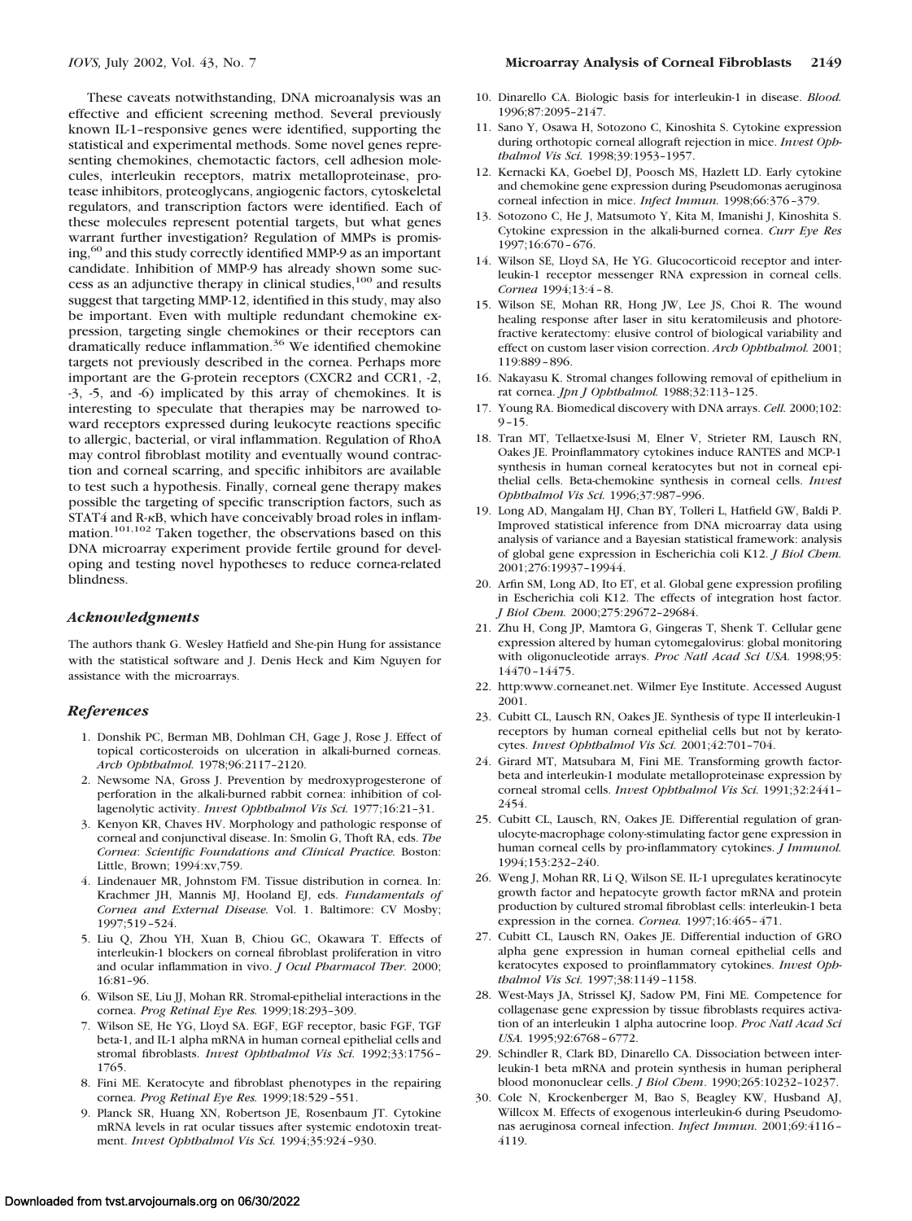These caveats notwithstanding, DNA microanalysis was an effective and efficient screening method. Several previously known IL-1–responsive genes were identified, supporting the statistical and experimental methods. Some novel genes representing chemokines, chemotactic factors, cell adhesion molecules, interleukin receptors, matrix metalloproteinase, protease inhibitors, proteoglycans, angiogenic factors, cytoskeletal regulators, and transcription factors were identified. Each of these molecules represent potential targets, but what genes warrant further investigation? Regulation of MMPs is promising,[60] and this study correctly identified MMP-9 as an important candidate. Inhibition of MMP-9 has already shown some success as an adjunctive therapy in clinical studies,[100] and results suggest that targeting MMP-12, identified in this study, may also be important. Even with multiple redundant chemokine expression, targeting single chemokines or their receptors can dramatically reduce inflammation.[36] We identified chemokine targets not previously described in the cornea. Perhaps more important are the G-protein receptors (CXCR2 and CCR1, -2, -3, -5, and -6) implicated by this array of chemokines. It is interesting to speculate that therapies may be narrowed toward receptors expressed during leukocyte reactions specific to allergic, bacterial, or viral inflammation. Regulation of RhoA may control fibroblast motility and eventually wound contraction and corneal scarring, and specific inhibitors are available to test such a hypothesis. Finally, corneal gene therapy makes possible the targeting of specific transcription factors, such as STAT4 and R-κB, which have conceivably broad roles in inflammation.[101,102] Taken together, the observations based on this DNA microarray experiment provide fertile ground for developing and testing novel hypotheses to reduce cornea-related blindness.

## *Acknowledgments*

The authors thank G. Wesley Hatfield and She-pin Hung for assistance with the statistical software and J. Denis Heck and Kim Nguyen for assistance with the microarrays.

## *References*

1. Donshik PC, Berman MB, Dohlman CH, Gage J, Rose J. Effect of topical corticosteroids on ulceration in alkali-burned corneas. *Arch Ophthalmol.* 1978;96:2117–2120.
2. Newsome NA, Gross J. Prevention by medroxyprogesterone of perforation in the alkali-burned rabbit cornea: inhibition of collagenolytic activity. *Invest Ophthalmol Vis Sci.* 1977;16:21–31.
3. Kenyon KR, Chaves HV. Morphology and pathologic response of corneal and conjunctival disease. In: Smolin G, Thoft RA, eds. *The Cornea: Scientific Foundations and Clinical Practice.* Boston: Little, Brown; 1994:xv,759.
4. Lindenauer MR, Johnstom FM. Tissue distribution in cornea. In: Krachmer JH, Mannis MJ, Hooland EJ, eds. *Fundamentals of Cornea and External Disease.* Vol. 1. Baltimore: CV Mosby; 1997;519–524.
5. Liu Q, Zhou YH, Xuan B, Chiou GC, Okawara T. Effects of interleukin-1 blockers on corneal fibroblast proliferation in vitro and ocular inflammation in vivo. *J Ocul Pharmacol Ther.* 2000; 16:81–96.
6. Wilson SE, Liu JJ, Mohan RR. Stromal-epithelial interactions in the cornea. *Prog Retinal Eye Res.* 1999;18:293–309.
7. Wilson SE, He YG, Lloyd SA. EGF, EGF receptor, basic FGF, TGF beta-1, and IL-1 alpha mRNA in human corneal epithelial cells and stromal fibroblasts. *Invest Ophthalmol Vis Sci.* 1992;33:1756–1765.
8. Fini ME. Keratocyte and fibroblast phenotypes in the repairing cornea. *Prog Retinal Eye Res.* 1999;18:529–551.
9. Planck SR, Huang XN, Robertson JE, Rosenbaum JT. Cytokine mRNA levels in rat ocular tissues after systemic endotoxin treatment. *Invest Ophthalmol Vis Sci.* 1994;35:924–930.
10. Dinarello CA. Biologic basis for interleukin-1 in disease. *Blood.* 1996;87:2095–2147.
11. Sano Y, Osawa H, Sotozono C, Kinoshita S. Cytokine expression during orthotopic corneal allograft rejection in mice. *Invest Ophthalmol Vis Sci.* 1998;39:1953–1957.
12. Kernacki KA, Goebel DJ, Poosch MS, Hazlett LD. Early cytokine and chemokine gene expression during Pseudomonas aeruginosa corneal infection in mice. *Infect Immun.* 1998;66:376–379.
13. Sotozono C, He J, Matsumoto Y, Kita M, Imanishi J, Kinoshita S. Cytokine expression in the alkali-burned cornea. *Curr Eye Res* 1997;16:670–676.
14. Wilson SE, Lloyd SA, He YG. Glucocorticoid receptor and interleukin-1 receptor messenger RNA expression in corneal cells. *Cornea* 1994;13:4–8.
15. Wilson SE, Mohan RR, Hong JW, Lee JS, Choi R. The wound healing response after laser in situ keratomileusis and photorefractive keratectomy: elusive control of biological variability and effect on custom laser vision correction. *Arch Ophthalmol.* 2001; 119:889–896.
16. Nakayasu K. Stromal changes following removal of epithelium in rat cornea. *Jpn J Ophthalmol.* 1988;32:113–125.
17. Young RA. Biomedical discovery with DNA arrays. *Cell.* 2000;102: 9–15.
18. Tran MT, Tellaetxe-Isusi M, Elner V, Strieter RM, Lausch RN, Oakes JE. Proinflammatory cytokines induce RANTES and MCP-1 synthesis in human corneal keratocytes but not in corneal epithelial cells. Beta-chemokine synthesis in corneal cells. *Invest Ophthalmol Vis Sci.* 1996;37:987–996.
19. Long AD, Mangalam HJ, Chan BY, Tolleri L, Hatfield GW, Baldi P. Improved statistical inference from DNA microarray data using analysis of variance and a Bayesian statistical framework: analysis of global gene expression in Escherichia coli K12. *J Biol Chem.* 2001;276:19937–19944.
20. Arfin SM, Long AD, Ito ET, et al. Global gene expression profiling in Escherichia coli K12. The effects of integration host factor. *J Biol Chem.* 2000;275:29672–29684.
21. Zhu H, Cong JP, Mamtora G, Gingeras T, Shenk T. Cellular gene expression altered by human cytomegalovirus: global monitoring with oligonucleotide arrays. *Proc Natl Acad Sci USA.* 1998;95: 14470–14475.
22. http:www.corneanet.net. Wilmer Eye Institute. Accessed August 2001.
23. Cubitt CL, Lausch RN, Oakes JE. Synthesis of type II interleukin-1 receptors by human corneal epithelial cells but not by keratocytes. *Invest Ophthalmol Vis Sci.* 2001;42:701–704.
24. Girard MT, Matsubara M, Fini ME. Transforming growth factor-beta and interleukin-1 modulate metalloproteinase expression by corneal stromal cells. *Invest Ophthalmol Vis Sci.* 1991;32:2441–2454.
25. Cubitt CL, Lausch, RN, Oakes JE. Differential regulation of granulocyte-macrophage colony-stimulating factor gene expression in human corneal cells by pro-inflammatory cytokines. *J Immunol.* 1994;153:232–240.
26. Weng J, Mohan RR, Li Q, Wilson SE. IL-1 upregulates keratinocyte growth factor and hepatocyte growth factor mRNA and protein production by cultured stromal fibroblast cells: interleukin-1 beta expression in the cornea. *Cornea.* 1997;16:465–471.
27. Cubitt CL, Lausch RN, Oakes JE. Differential induction of GRO alpha gene expression in human corneal epithelial cells and keratocytes exposed to proinflammatory cytokines. *Invest Ophthalmol Vis Sci.* 1997;38:1149–1158.
28. West-Mays JA, Strissel KJ, Sadow PM, Fini ME. Competence for collagenase gene expression by tissue fibroblasts requires activation of an interleukin 1 alpha autocrine loop. *Proc Natl Acad Sci USA.* 1995;92:6768–6772.
29. Schindler R, Clark BD, Dinarello CA. Dissociation between interleukin-1 beta mRNA and protein synthesis in human peripheral blood mononuclear cells. *J Biol Chem*. 1990;265:10232–10237.
30. Cole N, Krockenberger M, Bao S, Beagley KW, Husband AJ, Willcox M. Effects of exogenous interleukin-6 during Pseudomonas aeruginosa corneal infection. *Infect Immun.* 2001;69:4116–4119.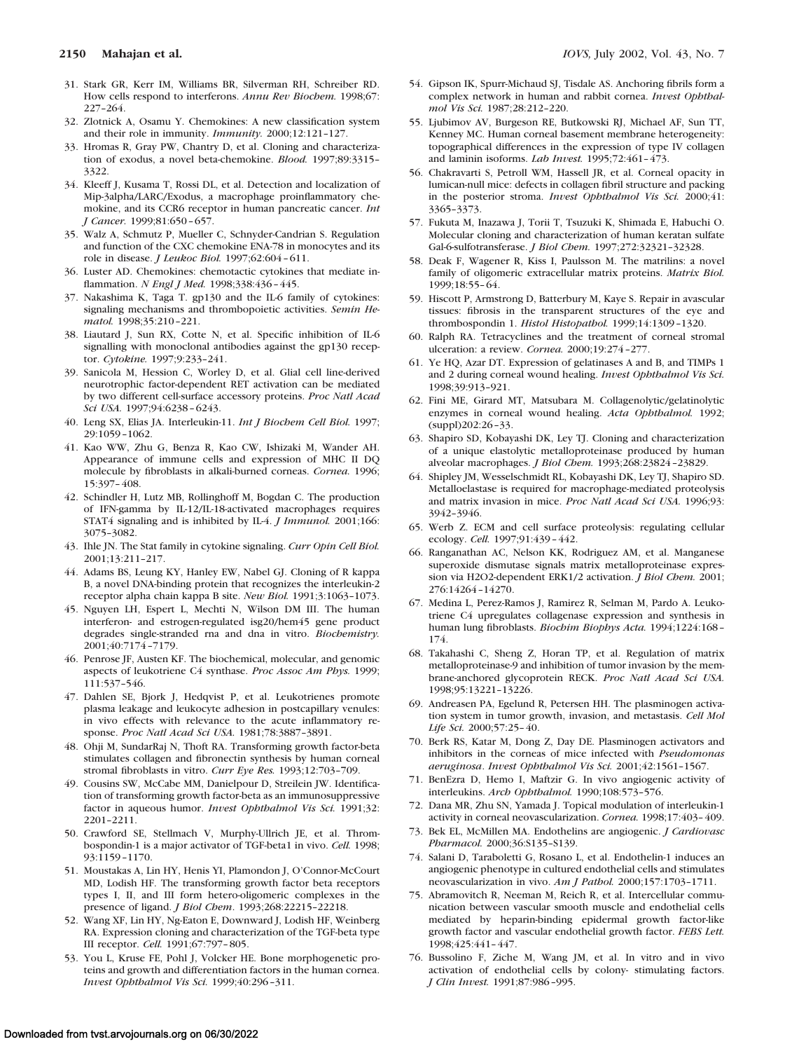31. Stark GR, Kerr IM, Williams BR, Silverman RH, Schreiber RD. How cells respond to interferons. *Annu Rev Biochem.* 1998;67: 227–264.
32. Zlotnick A, Osamu Y. Chemokines: A new classification system and their role in immunity. *Immunity.* 2000;12:121–127.
33. Hromas R, Gray PW, Chantry D, et al. Cloning and characterization of exodus, a novel beta-chemokine. *Blood.* 1997;89:3315–3322.
34. Kleeff J, Kusama T, Rossi DL, et al. Detection and localization of Mip-3alpha/LARC/Exodus, a macrophage proinflammatory chemokine, and its CCR6 receptor in human pancreatic cancer. *Int J Cancer.* 1999;81:650–657.
35. Walz A, Schmutz P, Mueller C, Schnyder-Candrian S. Regulation and function of the CXC chemokine ENA-78 in monocytes and its role in disease. *J Leukoc Biol.* 1997;62:604–611.
36. Luster AD. Chemokines: chemotactic cytokines that mediate inflammation. *N Engl J Med.* 1998;338:436–445.
37. Nakashima K, Taga T. gp130 and the IL-6 family of cytokines: signaling mechanisms and thrombopoietic activities. *Semin Hematol.* 1998;35:210–221.
38. Liautard J, Sun RX, Cotte N, et al. Specific inhibition of IL-6 signalling with monoclonal antibodies against the gp130 receptor. *Cytokine.* 1997;9:233–241.
39. Sanicola M, Hession C, Worley D, et al. Glial cell line-derived neurotrophic factor-dependent RET activation can be mediated by two different cell-surface accessory proteins. *Proc Natl Acad Sci USA.* 1997;94:6238–6243.
40. Leng SX, Elias JA. Interleukin-11. *Int J Biochem Cell Biol.* 1997; 29:1059–1062.
41. Kao WW, Zhu G, Benza R, Kao CW, Ishizaki M, Wander AH. Appearance of immune cells and expression of MHC II DQ molecule by fibroblasts in alkali-burned corneas. *Cornea.* 1996; 15:397–408.
42. Schindler H, Lutz MB, Rollinghoff M, Bogdan C. The production of IFN-gamma by IL-12/IL-18-activated macrophages requires STAT4 signaling and is inhibited by IL-4. *J Immunol.* 2001;166: 3075–3082.
43. Ihle JN. The Stat family in cytokine signaling. *Curr Opin Cell Biol.* 2001;13:211–217.
44. Adams BS, Leung KY, Hanley EW, Nabel GJ. Cloning of R kappa B, a novel DNA-binding protein that recognizes the interleukin-2 receptor alpha chain kappa B site. *New Biol.* 1991;3:1063–1073.
45. Nguyen LH, Espert L, Mechti N, Wilson DM III. The human interferon- and estrogen-regulated isg20/hem45 gene product degrades single-stranded rna and dna in vitro. *Biochemistry.* 2001;40:7174–7179.
46. Penrose JF, Austen KF. The biochemical, molecular, and genomic aspects of leukotriene C4 synthase. *Proc Assoc Am Phys.* 1999; 111:537–546.
47. Dahlen SE, Bjork J, Hedqvist P, et al. Leukotrienes promote plasma leakage and leukocyte adhesion in postcapillary venules: in vivo effects with relevance to the acute inflammatory response. *Proc Natl Acad Sci USA.* 1981;78:3887–3891.
48. Ohji M, SundarRaj N, Thoft RA. Transforming growth factor-beta stimulates collagen and fibronectin synthesis by human corneal stromal fibroblasts in vitro. *Curr Eye Res.* 1993;12:703–709.
49. Cousins SW, McCabe MM, Danielpour D, Streilein JW. Identification of transforming growth factor-beta as an immunosuppressive factor in aqueous humor. *Invest Ophthalmol Vis Sci.* 1991;32: 2201–2211.
50. Crawford SE, Stellmach V, Murphy-Ullrich JE, et al. Thrombospondin-1 is a major activator of TGF-beta1 in vivo. *Cell.* 1998; 93:1159–1170.
51. Moustakas A, Lin HY, Henis YI, Plamondon J, O'Connor-McCourt MD, Lodish HF. The transforming growth factor beta receptors types I, II, and III form hetero-oligomeric complexes in the presence of ligand. *J Biol Chem.* 1993;268:22215–22218.
52. Wang XF, Lin HY, Ng-Eaton E, Downward J, Lodish HF, Weinberg RA. Expression cloning and characterization of the TGF-beta type III receptor. *Cell.* 1991;67:797–805.
53. You L, Kruse FE, Pohl J, Volcker HE. Bone morphogenetic proteins and growth and differentiation factors in the human cornea. *Invest Ophthalmol Vis Sci.* 1999;40:296–311.
54. Gipson IK, Spurr-Michaud SJ, Tisdale AS. Anchoring fibrils form a complex network in human and rabbit cornea. *Invest Ophthalmol Vis Sci.* 1987;28:212–220.
55. Ljubimov AV, Burgeson RE, Butkowski RJ, Michael AF, Sun TT, Kenney MC. Human corneal basement membrane heterogeneity: topographical differences in the expression of type IV collagen and laminin isoforms. *Lab Invest.* 1995;72:461–473.
56. Chakravarti S, Petroll WM, Hassell JR, et al. Corneal opacity in lumican-null mice: defects in collagen fibril structure and packing in the posterior stroma. *Invest Ophthalmol Vis Sci.* 2000;41: 3365–3373.
57. Fukuta M, Inazawa J, Torii T, Tsuzuki K, Shimada E, Habuchi O. Molecular cloning and characterization of human keratan sulfate Gal-6-sulfotransferase. *J Biol Chem.* 1997;272:32321–32328.
58. Deak F, Wagener R, Kiss I, Paulsson M. The matrilins: a novel family of oligomeric extracellular matrix proteins. *Matrix Biol.* 1999;18:55–64.
59. Hiscott P, Armstrong D, Batterbury M, Kaye S. Repair in avascular tissues: fibrosis in the transparent structures of the eye and thrombospondin 1. *Histol Histopathol.* 1999;14:1309–1320.
60. Ralph RA. Tetracyclines and the treatment of corneal stromal ulceration: a review. *Cornea.* 2000;19:274–277.
61. Ye HQ, Azar DT. Expression of gelatinases A and B, and TIMPs 1 and 2 during corneal wound healing. *Invest Ophthalmol Vis Sci.* 1998;39:913–921.
62. Fini ME, Girard MT, Matsubara M. Collagenolytic/gelatinolytic enzymes in corneal wound healing. *Acta Ophthalmol.* 1992; (suppl)202:26–33.
63. Shapiro SD, Kobayashi DK, Ley TJ. Cloning and characterization of a unique elastolytic metalloproteinase produced by human alveolar macrophages. *J Biol Chem.* 1993;268:23824–23829.
64. Shipley JM, Wesselschmidt RL, Kobayashi DK, Ley TJ, Shapiro SD. Metalloelastase is required for macrophage-mediated proteolysis and matrix invasion in mice. *Proc Natl Acad Sci USA.* 1996;93: 3942–3946.
65. Werb Z. ECM and cell surface proteolysis: regulating cellular ecology. *Cell.* 1997;91:439–442.
66. Ranganathan AC, Nelson KK, Rodriguez AM, et al. Manganese superoxide dismutase signals matrix metalloproteinase expression via H2O2-dependent ERK1/2 activation. *J Biol Chem.* 2001; 276:14264–14270.
67. Medina L, Perez-Ramos J, Ramirez R, Selman M, Pardo A. Leukotriene C4 upregulates collagenase expression and synthesis in human lung fibroblasts. *Biochim Biophys Acta.* 1994;1224:168–174.
68. Takahashi C, Sheng Z, Horan TP, et al. Regulation of matrix metalloproteinase-9 and inhibition of tumor invasion by the membrane-anchored glycoprotein RECK. *Proc Natl Acad Sci USA.* 1998;95:13221–13226.
69. Andreasen PA, Egelund R, Petersen HH. The plasminogen activation system in tumor growth, invasion, and metastasis. *Cell Mol Life Sci.* 2000;57:25–40.
70. Berk RS, Katar M, Dong Z, Day DE. Plasminogen activators and inhibitors in the corneas of mice infected with *Pseudomonas aeruginosa*. *Invest Ophthalmol Vis Sci.* 2001;42:1561–1567.
71. BenEzra D, Hemo I, Maftzir G. In vivo angiogenic activity of interleukins. *Arch Ophthalmol.* 1990;108:573–576.
72. Dana MR, Zhu SN, Yamada J. Topical modulation of interleukin-1 activity in corneal neovascularization. *Cornea.* 1998;17:403–409.
73. Bek EL, McMillen MA. Endothelins are angiogenic. *J Cardiovasc Pharmacol.* 2000;36:S135–S139.
74. Salani D, Taraboletti G, Rosano L, et al. Endothelin-1 induces an angiogenic phenotype in cultured endothelial cells and stimulates neovascularization in vivo. *Am J Pathol.* 2000;157:1703–1711.
75. Abramovitch R, Neeman M, Reich R, et al. Intercellular communication between vascular smooth muscle and endothelial cells mediated by heparin-binding epidermal growth factor-like growth factor and vascular endothelial growth factor. *FEBS Lett.* 1998;425:441–447.
76. Bussolino F, Ziche M, Wang JM, et al. In vitro and in vivo activation of endothelial cells by colony- stimulating factors. *J Clin Invest.* 1991;87:986–995.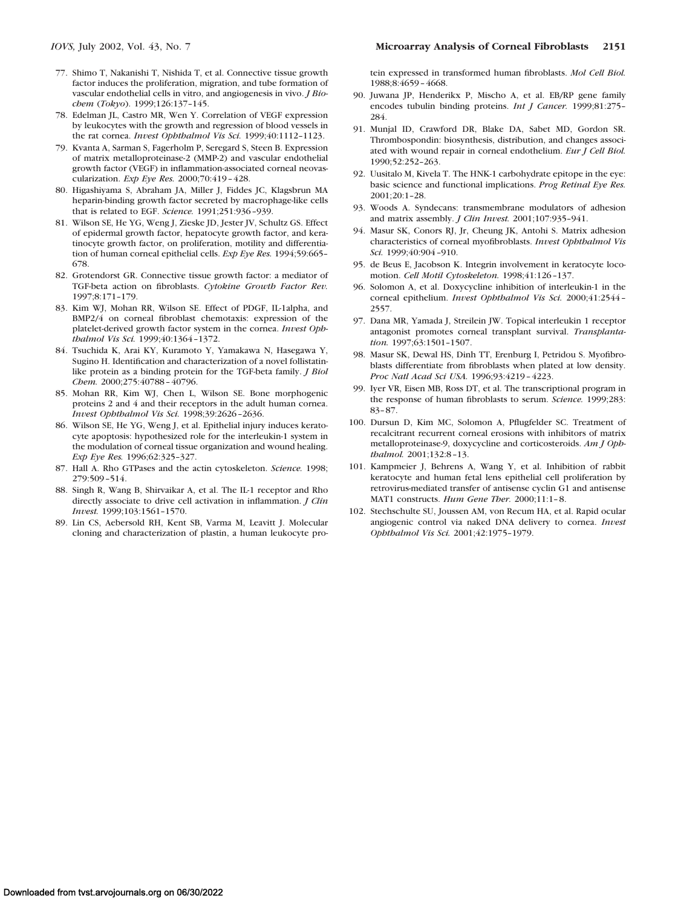77. Shimo T, Nakanishi T, Nishida T, et al. Connective tissue growth factor induces the proliferation, migration, and tube formation of vascular endothelial cells in vitro, and angiogenesis in vivo. *J Biochem (Tokyo).* 1999;126:137–145.
78. Edelman JL, Castro MR, Wen Y. Correlation of VEGF expression by leukocytes with the growth and regression of blood vessels in the rat cornea. *Invest Ophthalmol Vis Sci.* 1999;40:1112–1123.
79. Kvanta A, Sarman S, Fagerholm P, Seregard S, Steen B. Expression of matrix metalloproteinase-2 (MMP-2) and vascular endothelial growth factor (VEGF) in inflammation-associated corneal neovascularization. *Exp Eye Res.* 2000;70:419–428.
80. Higashiyama S, Abraham JA, Miller J, Fiddes JC, Klagsbrun MA heparin-binding growth factor secreted by macrophage-like cells that is related to EGF. *Science.* 1991;251:936–939.
81. Wilson SE, He YG, Weng J, Zieske JD, Jester JV, Schultz GS. Effect of epidermal growth factor, hepatocyte growth factor, and keratinocyte growth factor, on proliferation, motility and differentiation of human corneal epithelial cells. *Exp Eye Res.* 1994;59:665–678.
82. Grotendorst GR. Connective tissue growth factor: a mediator of TGF-beta action on fibroblasts. *Cytokine Growth Factor Rev.* 1997;8:171–179.
83. Kim WJ, Mohan RR, Wilson SE. Effect of PDGF, IL-1alpha, and BMP2/4 on corneal fibroblast chemotaxis: expression of the platelet-derived growth factor system in the cornea. *Invest Ophthalmol Vis Sci.* 1999;40:1364–1372.
84. Tsuchida K, Arai KY, Kuramoto Y, Yamakawa N, Hasegawa Y, Sugino H. Identification and characterization of a novel follistatin-like protein as a binding protein for the TGF-beta family. *J Biol Chem.* 2000;275:40788–40796.
85. Mohan RR, Kim WJ, Chen L, Wilson SE. Bone morphogenic proteins 2 and 4 and their receptors in the adult human cornea. *Invest Ophthalmol Vis Sci.* 1998;39:2626–2636.
86. Wilson SE, He YG, Weng J, et al. Epithelial injury induces keratocyte apoptosis: hypothesized role for the interleukin-1 system in the modulation of corneal tissue organization and wound healing. *Exp Eye Res.* 1996;62:325–327.
87. Hall A. Rho GTPases and the actin cytoskeleton. *Science.* 1998; 279:509–514.
88. Singh R, Wang B, Shirvaikar A, et al. The IL-1 receptor and Rho directly associate to drive cell activation in inflammation. *J Clin Invest.* 1999;103:1561–1570.
89. Lin CS, Aebersold RH, Kent SB, Varma M, Leavitt J. Molecular cloning and characterization of plastin, a human leukocyte protein expressed in transformed human fibroblasts. *Mol Cell Biol.* 1988;8:4659–4668.
90. Juwana JP, Henderikx P, Mischo A, et al. EB/RP gene family encodes tubulin binding proteins. *Int J Cancer.* 1999;81:275–284.
91. Munjal ID, Crawford DR, Blake DA, Sabet MD, Gordon SR. Thrombospondin: biosynthesis, distribution, and changes associated with wound repair in corneal endothelium. *Eur J Cell Biol.* 1990;52:252–263.
92. Uusitalo M, Kivela T. The HNK-1 carbohydrate epitope in the eye: basic science and functional implications. *Prog Retinal Eye Res.* 2001;20:1–28.
93. Woods A. Syndecans: transmembrane modulators of adhesion and matrix assembly. *J Clin Invest.* 2001;107:935–941.
94. Masur SK, Conors RJ, Jr, Cheung JK, Antohi S. Matrix adhesion characteristics of corneal myofibroblasts. *Invest Ophthalmol Vis Sci.* 1999;40:904–910.
95. de Beus E, Jacobson K. Integrin involvement in keratocyte locomotion. *Cell Motil Cytoskeleton.* 1998;41:126–137.
96. Solomon A, et al. Doxycycline inhibition of interleukin-1 in the corneal epithelium. *Invest Ophthalmol Vis Sci.* 2000;41:2544–2557.
97. Dana MR, Yamada J, Streilein JW. Topical interleukin 1 receptor antagonist promotes corneal transplant survival. *Transplantation.* 1997;63:1501–1507.
98. Masur SK, Dewal HS, Dinh TT, Erenburg I, Petridou S. Myofibroblasts differentiate from fibroblasts when plated at low density. *Proc Natl Acad Sci USA.* 1996;93:4219–4223.
99. Iyer VR, Eisen MB, Ross DT, et al. The transcriptional program in the response of human fibroblasts to serum. *Science.* 1999;283: 83–87.
100. Dursun D, Kim MC, Solomon A, Pflugfelder SC. Treatment of recalcitrant recurrent corneal erosions with inhibitors of matrix metalloproteinase-9, doxycycline and corticosteroids. *Am J Ophthalmol.* 2001;132:8–13.
101. Kampmeier J, Behrens A, Wang Y, et al. Inhibition of rabbit keratocyte and human fetal lens epithelial cell proliferation by retrovirus-mediated transfer of antisense cyclin G1 and antisense MAT1 constructs. *Hum Gene Ther.* 2000;11:1–8.
102. Stechschulte SU, Joussen AM, von Recum HA, et al. Rapid ocular angiogenic control via naked DNA delivery to cornea. *Invest Ophthalmol Vis Sci.* 2001;42:1975–1979.